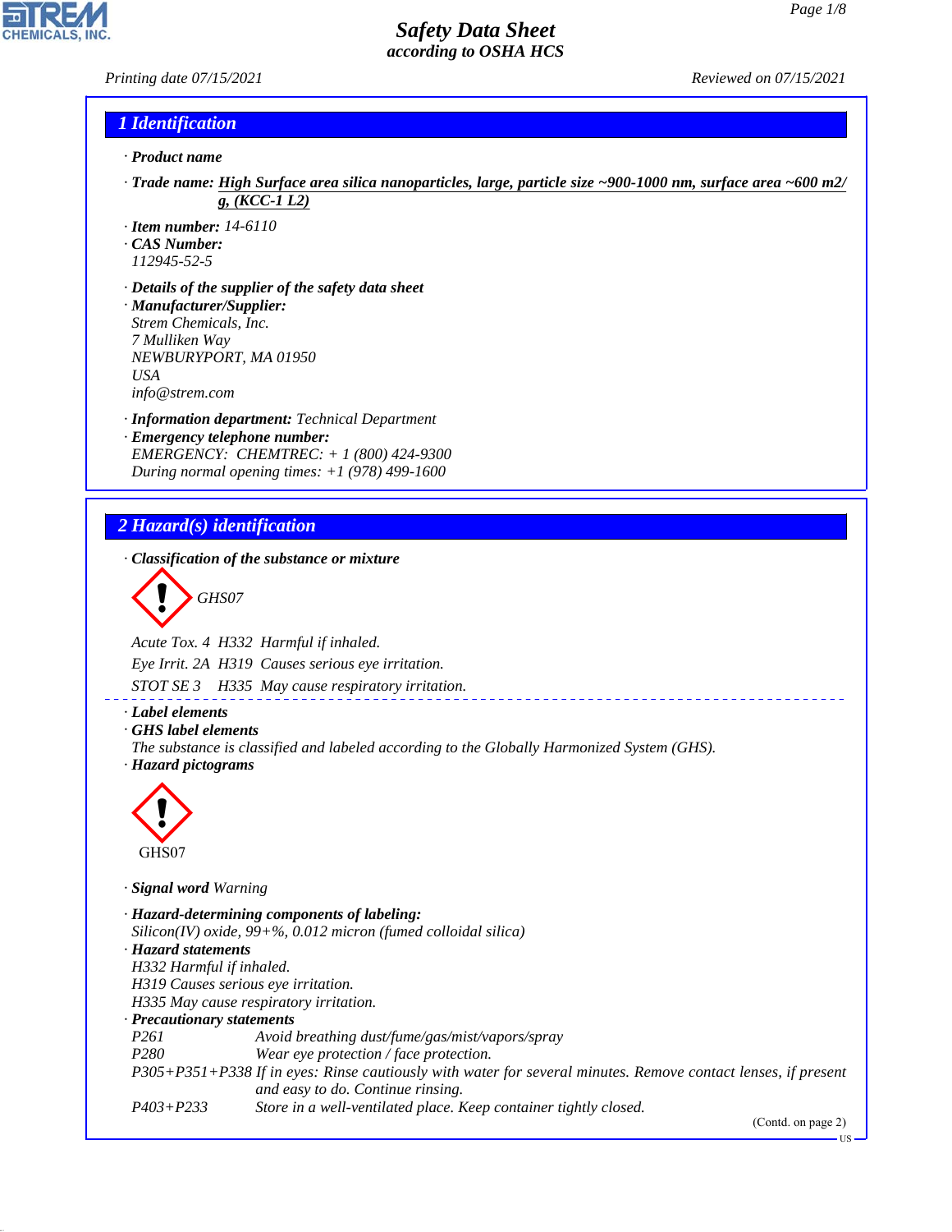# Safety Data Sheet
*according to OSHA HCS*

Printing date 07/15/2021 Reviewed on 07/15/2021

## 1 Identification

· **Product name**

· **Trade name:** **High Surface area silica nanoparticles, large, particle size ~900-1000 nm, surface area ~600 m2/g, (KCC-1 L2)**

· **Item number:** 14-6110

· **CAS Number:**
112945-52-5

· **Details of the supplier of the safety data sheet**

· **Manufacturer/Supplier:**
Strem Chemicals, Inc.
7 Mulliken Way
NEWBURYPORT, MA 01950
USA
info@strem.com

· **Information department:** Technical Department

· **Emergency telephone number:**
EMERGENCY: CHEMTREC: + 1 (800) 424-9300
During normal opening times: +1 (978) 499-1600

## 2 Hazard(s) identification

· **Classification of the substance or mixture**

GHS07

Acute Tox. 4 H332 Harmful if inhaled.

Eye Irrit. 2A H319 Causes serious eye irritation.

STOT SE 3 H335 May cause respiratory irritation.

· **Label elements**

· **GHS label elements**
The substance is classified and labeled according to the Globally Harmonized System (GHS).

· **Hazard pictograms**

GHS07

· **Signal word** Warning

· **Hazard-determining components of labeling:**
Silicon(IV) oxide, 99+%, 0.012 micron (fumed colloidal silica)

· **Hazard statements**
H332 Harmful if inhaled.
H319 Causes serious eye irritation.
H335 May cause respiratory irritation.

· **Precautionary statements**

| | |
|---|---|
| P261 | Avoid breathing dust/fume/gas/mist/vapors/spray |
| P280 | Wear eye protection / face protection. |
| P305+P351+P338 | If in eyes: Rinse cautiously with water for several minutes. Remove contact lenses, if present and easy to do. Continue rinsing. |
| P403+P233 | Store in a well-ventilated place. Keep container tightly closed. |

(Contd. on page 2)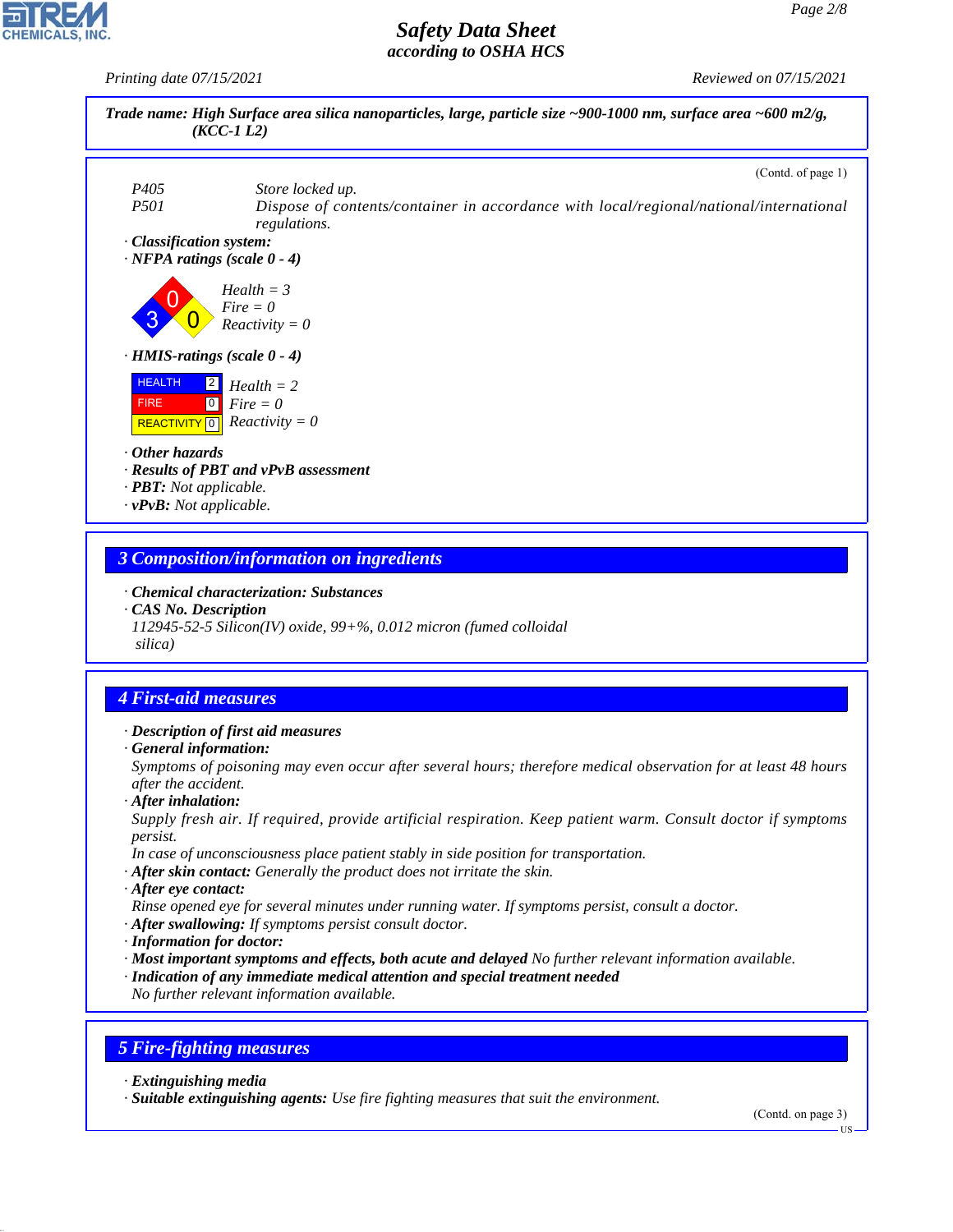**Trade name: High Surface area silica nanoparticles, large, particle size ~900-1000 nm, surface area ~600 m2/g, (KCC-1 L2)**

(Contd. of page 1)

| | |
|---|---|
| P405 | Store locked up. |
| P501 | Dispose of contents/container in accordance with local/regional/national/international regulations. |

· **Classification system:**

· **NFPA ratings (scale 0 - 4)**

Health = 3
Fire = 0
Reactivity = 0

· **HMIS-ratings (scale 0 - 4)**

| | | |
|---|---|---|
| HEALTH | 2 | Health = 2 |
| FIRE | 0 | Fire = 0 |
| REACTIVITY | 0 | Reactivity = 0 |

· **Other hazards**
· **Results of PBT and vPvB assessment**
· **PBT:** Not applicable.
· **vPvB:** Not applicable.

## 3 Composition/information on ingredients

· **Chemical characterization: Substances**
· **CAS No. Description**
112945-52-5 Silicon(IV) oxide, 99+%, 0.012 micron (fumed colloidal silica)

## 4 First-aid measures

· **Description of first aid measures**
· **General information:**
Symptoms of poisoning may even occur after several hours; therefore medical observation for at least 48 hours after the accident.
· **After inhalation:**
Supply fresh air. If required, provide artificial respiration. Keep patient warm. Consult doctor if symptoms persist.
In case of unconsciousness place patient stably in side position for transportation.
· **After skin contact:** Generally the product does not irritate the skin.
· **After eye contact:**
Rinse opened eye for several minutes under running water. If symptoms persist, consult a doctor.
· **After swallowing:** If symptoms persist consult doctor.
· **Information for doctor:**
· **Most important symptoms and effects, both acute and delayed** No further relevant information available.
· **Indication of any immediate medical attention and special treatment needed**
No further relevant information available.

## 5 Fire-fighting measures

· **Extinguishing media**
· **Suitable extinguishing agents:** Use fire fighting measures that suit the environment.

(Contd. on page 3)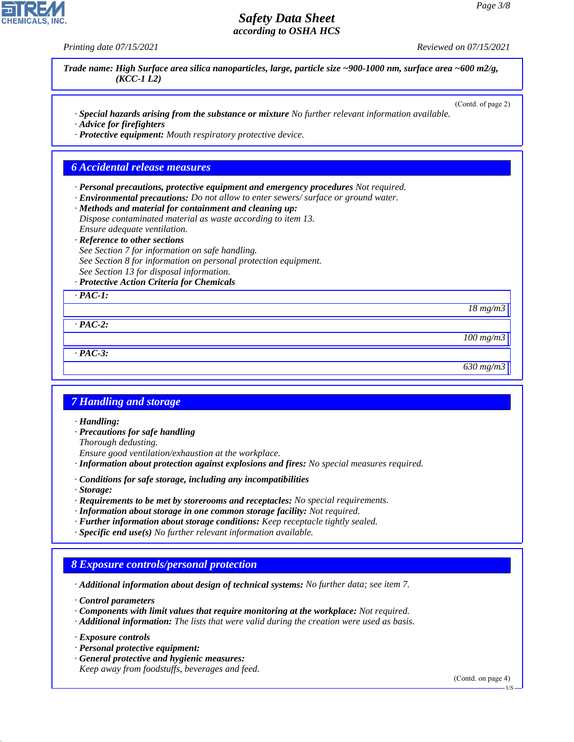Trade name: **High Surface area silica nanoparticles, large, particle size ~900-1000 nm, surface area ~600 m2/g, (KCC-1 L2)**

(Contd. of page 2)

· **Special hazards arising from the substance or mixture** No further relevant information available.
· **Advice for firefighters**
· **Protective equipment:** Mouth respiratory protective device.

## 6 Accidental release measures

· **Personal precautions, protective equipment and emergency procedures** Not required.
· **Environmental precautions:** Do not allow to enter sewers/ surface or ground water.
· **Methods and material for containment and cleaning up:**
Dispose contaminated material as waste according to item 13.
Ensure adequate ventilation.
· **Reference to other sections**
See Section 7 for information on safe handling.
See Section 8 for information on personal protection equipment.
See Section 13 for disposal information.
· **Protective Action Criteria for Chemicals**

| · **PAC-1:** |
|---|
| 18 mg/m3 |

| · **PAC-2:** |
|---|
| 100 mg/m3 |

| · **PAC-3:** |
|---|
| 630 mg/m3 |

## 7 Handling and storage

· **Handling:**
· **Precautions for safe handling**
Thorough dedusting.
Ensure good ventilation/exhaustion at the workplace.
· **Information about protection against explosions and fires:** No special measures required.

· **Conditions for safe storage, including any incompatibilities**
· **Storage:**
· **Requirements to be met by storerooms and receptacles:** No special requirements.
· **Information about storage in one common storage facility:** Not required.
· **Further information about storage conditions:** Keep receptacle tightly sealed.
· **Specific end use(s)** No further relevant information available.

## 8 Exposure controls/personal protection

· **Additional information about design of technical systems:** No further data; see item 7.

· **Control parameters**
· **Components with limit values that require monitoring at the workplace:** Not required.
· **Additional information:** The lists that were valid during the creation were used as basis.

· **Exposure controls**
· **Personal protective equipment:**
· **General protective and hygienic measures:**
Keep away from foodstuffs, beverages and feed.

(Contd. on page 4)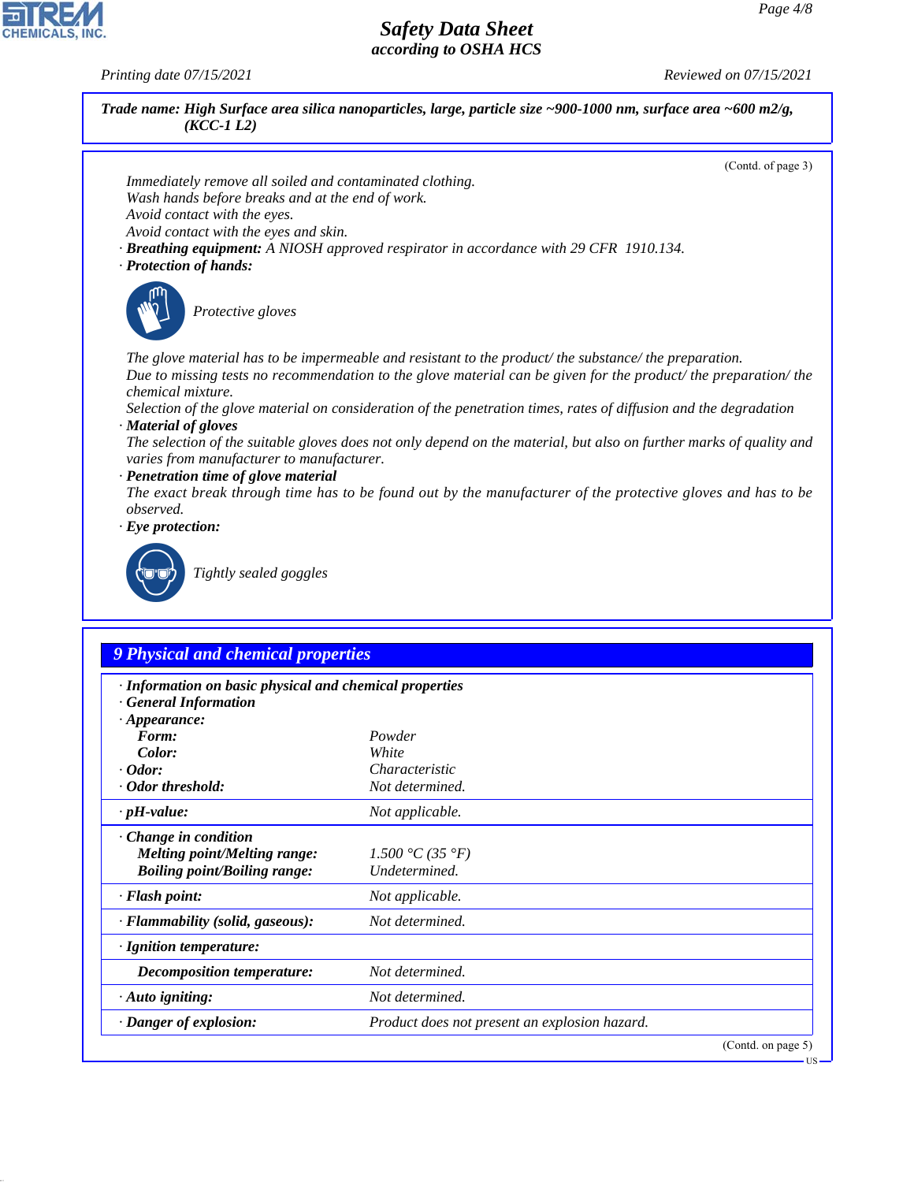**Trade name: High Surface area silica nanoparticles, large, particle size ~900-1000 nm, surface area ~600 m2/g, (KCC-1 L2)**

(Contd. of page 3)

Immediately remove all soiled and contaminated clothing.
Wash hands before breaks and at the end of work.
Avoid contact with the eyes.
Avoid contact with the eyes and skin.

· **Breathing equipment:** A NIOSH approved respirator in accordance with 29 CFR 1910.134.

· **Protection of hands:**

Protective gloves

The glove material has to be impermeable and resistant to the product/ the substance/ the preparation.
Due to missing tests no recommendation to the glove material can be given for the product/ the preparation/ the chemical mixture.
Selection of the glove material on consideration of the penetration times, rates of diffusion and the degradation

· **Material of gloves**

The selection of the suitable gloves does not only depend on the material, but also on further marks of quality and varies from manufacturer to manufacturer.

· **Penetration time of glove material**

The exact break through time has to be found out by the manufacturer of the protective gloves and has to be observed.

· **Eye protection:**

Tightly sealed goggles

## 9 Physical and chemical properties

· **Information on basic physical and chemical properties**
· **General Information**
· **Appearance:**

| | |
|---|---|
| **Form:** | Powder |
| **Color:** | White |
| · **Odor:** | Characteristic |
| · **Odor threshold:** | Not determined. |
| · **pH-value:** | Not applicable. |
| · **Change in condition** | |
| **Melting point/Melting range:** | 1.500 °C (35 °F) |
| **Boiling point/Boiling range:** | Undetermined. |
| · **Flash point:** | Not applicable. |
| · **Flammability (solid, gaseous):** | Not determined. |
| · **Ignition temperature:** | |
| **Decomposition temperature:** | Not determined. |
| · **Auto igniting:** | Not determined. |
| · **Danger of explosion:** | Product does not present an explosion hazard. |

(Contd. on page 5)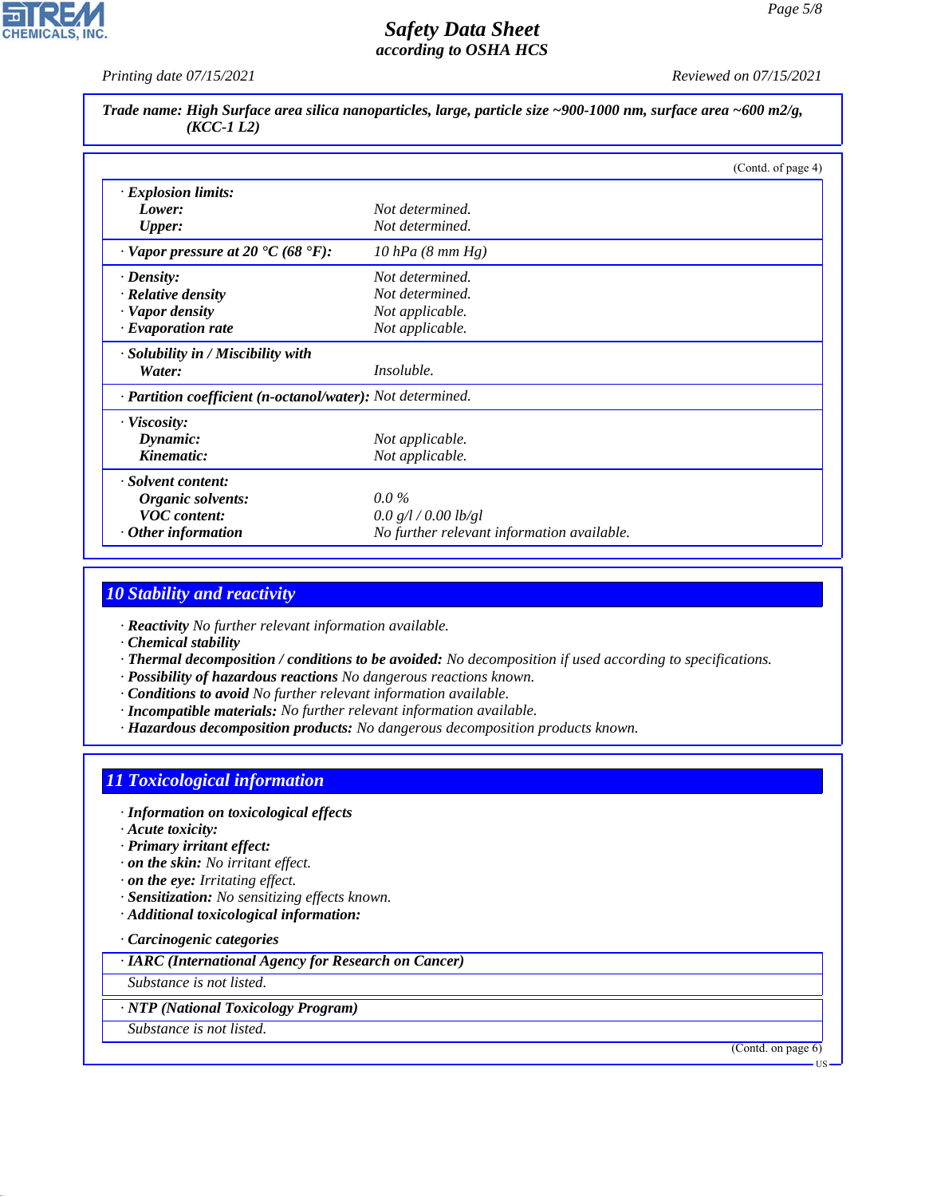**Trade name: High Surface area silica nanoparticles, large, particle size ~900-1000 nm, surface area ~600 m2/g, (KCC-1 L2)**

(Contd. of page 4)

| | |
|---|---|
| · **Explosion limits:** | |
| **Lower:** | Not determined. |
| **Upper:** | Not determined. |
| · **Vapor pressure at 20 °C (68 °F):** | 10 hPa (8 mm Hg) |
| · **Density:** | Not determined. |
| · **Relative density** | Not determined. |
| · **Vapor density** | Not applicable. |
| · **Evaporation rate** | Not applicable. |
| · **Solubility in / Miscibility with** | |
| **Water:** | Insoluble. |
| · **Partition coefficient (n-octanol/water):** | Not determined. |
| · **Viscosity:** | |
| **Dynamic:** | Not applicable. |
| **Kinematic:** | Not applicable. |
| · **Solvent content:** | |
| **Organic solvents:** | 0.0 % |
| **VOC content:** | 0.0 g/l / 0.00 lb/gl |
| · **Other information** | No further relevant information available. |

## 10 Stability and reactivity

· **Reactivity** No further relevant information available.
· **Chemical stability**
· **Thermal decomposition / conditions to be avoided:** No decomposition if used according to specifications.
· **Possibility of hazardous reactions** No dangerous reactions known.
· **Conditions to avoid** No further relevant information available.
· **Incompatible materials:** No further relevant information available.
· **Hazardous decomposition products:** No dangerous decomposition products known.

## 11 Toxicological information

· **Information on toxicological effects**
· **Acute toxicity:**
· **Primary irritant effect:**
· **on the skin:** No irritant effect.
· **on the eye:** Irritating effect.
· **Sensitization:** No sensitizing effects known.
· **Additional toxicological information:**

· **Carcinogenic categories**

· **IARC (International Agency for Research on Cancer)**

Substance is not listed.

· **NTP (National Toxicology Program)**

Substance is not listed.

(Contd. on page 6)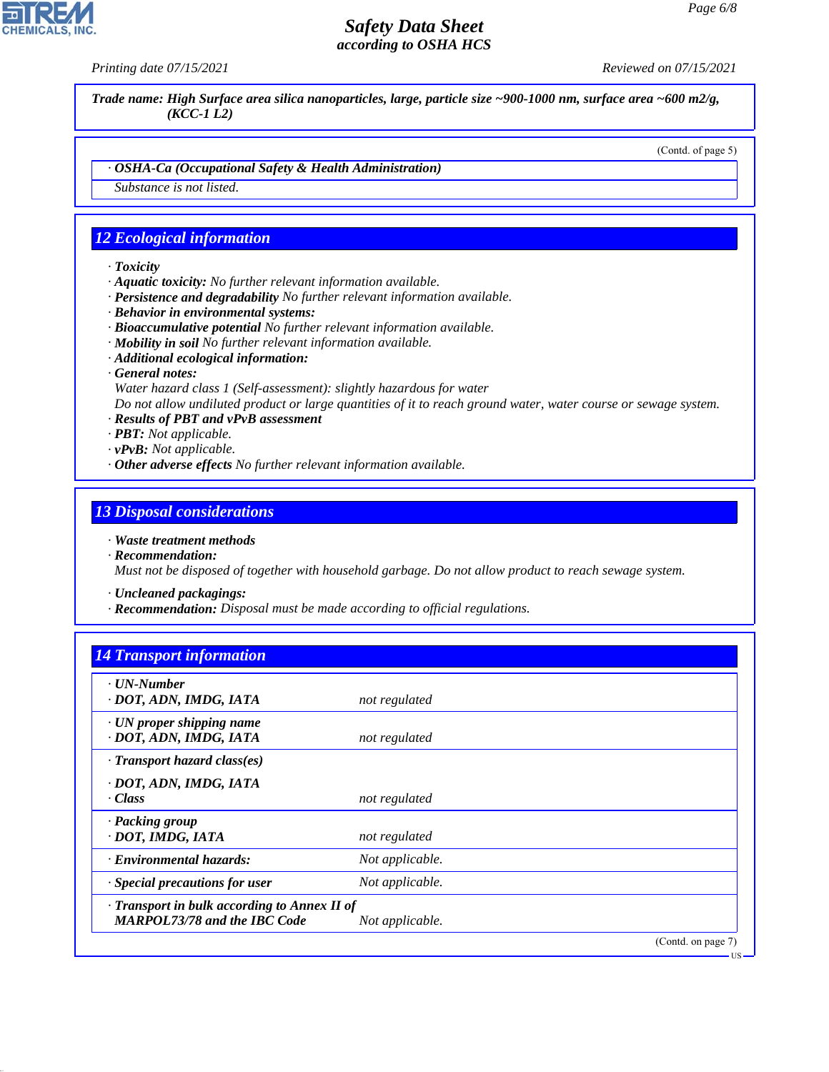**Trade name: High Surface area silica nanoparticles, large, particle size ~900-1000 nm, surface area ~600 m2/g, (KCC-1 L2)**

(Contd. of page 5)

· **OSHA-Ca (Occupational Safety & Health Administration)**

Substance is not listed.

## 12 Ecological information

· **Toxicity**
· **Aquatic toxicity:** No further relevant information available.
· **Persistence and degradability** No further relevant information available.
· **Behavior in environmental systems:**
· **Bioaccumulative potential** No further relevant information available.
· **Mobility in soil** No further relevant information available.
· **Additional ecological information:**
· **General notes:**
Water hazard class 1 (Self-assessment): slightly hazardous for water
Do not allow undiluted product or large quantities of it to reach ground water, water course or sewage system.
· **Results of PBT and vPvB assessment**
· **PBT:** Not applicable.
· **vPvB:** Not applicable.
· **Other adverse effects** No further relevant information available.

## 13 Disposal considerations

· **Waste treatment methods**
· **Recommendation:**
Must not be disposed of together with household garbage. Do not allow product to reach sewage system.

· **Uncleaned packagings:**
· **Recommendation:** Disposal must be made according to official regulations.

## 14 Transport information

| | |
|---|---|
| · **UN-Number**<br>· **DOT, ADN, IMDG, IATA** | not regulated |
| · **UN proper shipping name**<br>· **DOT, ADN, IMDG, IATA** | not regulated |
| · **Transport hazard class(es)**<br>· **DOT, ADN, IMDG, IATA**<br>· **Class** | not regulated |
| · **Packing group**<br>· **DOT, IMDG, IATA** | not regulated |
| · **Environmental hazards:** | Not applicable. |
| · **Special precautions for user** | Not applicable. |
| · **Transport in bulk according to Annex II of MARPOL73/78 and the IBC Code** | Not applicable. |

(Contd. on page 7)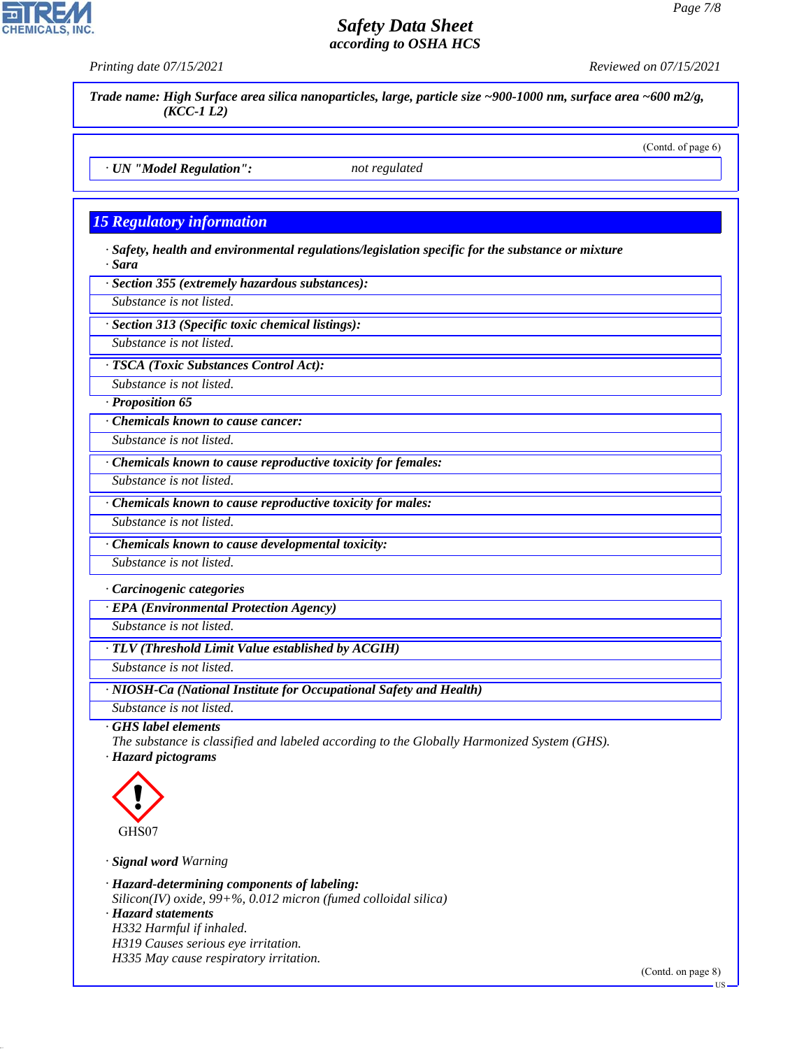**Trade name: High Surface area silica nanoparticles, large, particle size ~900-1000 nm, surface area ~600 m2/g, (KCC-1 L2)**

(Contd. of page 6)

· **UN "Model Regulation":** not regulated

## 15 Regulatory information

· **Safety, health and environmental regulations/legislation specific for the substance or mixture**

· **Sara**

· **Section 355 (extremely hazardous substances):**
Substance is not listed.

· **Section 313 (Specific toxic chemical listings):**
Substance is not listed.

· **TSCA (Toxic Substances Control Act):**
Substance is not listed.

· **Proposition 65**

· **Chemicals known to cause cancer:**
Substance is not listed.

· **Chemicals known to cause reproductive toxicity for females:**
Substance is not listed.

· **Chemicals known to cause reproductive toxicity for males:**
Substance is not listed.

· **Chemicals known to cause developmental toxicity:**
Substance is not listed.

· **Carcinogenic categories**

· **EPA (Environmental Protection Agency)**
Substance is not listed.

· **TLV (Threshold Limit Value established by ACGIH)**
Substance is not listed.

· **NIOSH-Ca (National Institute for Occupational Safety and Health)**
Substance is not listed.

· **GHS label elements**
The substance is classified and labeled according to the Globally Harmonized System (GHS).

· **Hazard pictograms**

GHS07

· **Signal word** Warning

· **Hazard-determining components of labeling:**
Silicon(IV) oxide, 99+%, 0.012 micron (fumed colloidal silica)

· **Hazard statements**
H332 Harmful if inhaled.
H319 Causes serious eye irritation.
H335 May cause respiratory irritation.

(Contd. on page 8)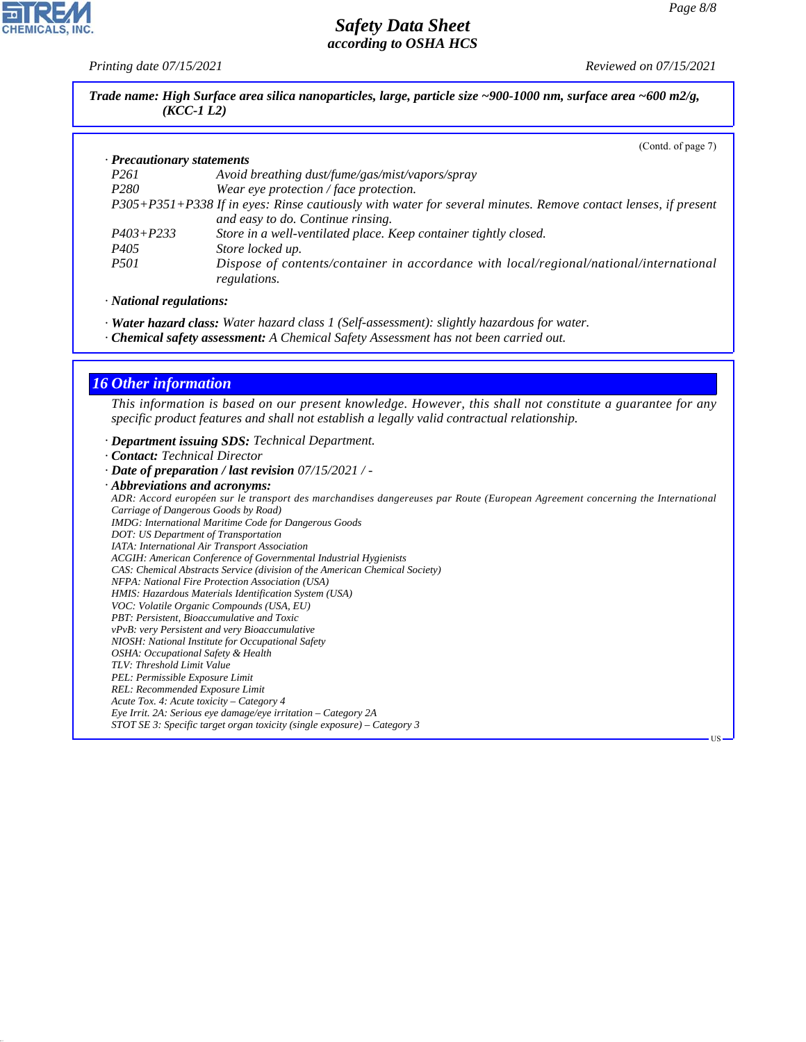**Trade name: High Surface area silica nanoparticles, large, particle size ~900-1000 nm, surface area ~600 m2/g, (KCC-1 L2)**

(Contd. of page 7)

· **Precautionary statements**

| | |
|---|---|
| P261 | Avoid breathing dust/fume/gas/mist/vapors/spray |
| P280 | Wear eye protection / face protection. |
| P305+P351+P338 | If in eyes: Rinse cautiously with water for several minutes. Remove contact lenses, if present and easy to do. Continue rinsing. |
| P403+P233 | Store in a well-ventilated place. Keep container tightly closed. |
| P405 | Store locked up. |
| P501 | Dispose of contents/container in accordance with local/regional/national/international regulations. |

· **National regulations:**

· **Water hazard class:** Water hazard class 1 (Self-assessment): slightly hazardous for water.
· **Chemical safety assessment:** A Chemical Safety Assessment has not been carried out.

## 16 Other information

This information is based on our present knowledge. However, this shall not constitute a guarantee for any specific product features and shall not establish a legally valid contractual relationship.

· **Department issuing SDS:** Technical Department.
· **Contact:** Technical Director
· **Date of preparation / last revision** 07/15/2021 / -
· **Abbreviations and acronyms:**

ADR: Accord européen sur le transport des marchandises dangereuses par Route (European Agreement concerning the International Carriage of Dangerous Goods by Road)
IMDG: International Maritime Code for Dangerous Goods
DOT: US Department of Transportation
IATA: International Air Transport Association
ACGIH: American Conference of Governmental Industrial Hygienists
CAS: Chemical Abstracts Service (division of the American Chemical Society)
NFPA: National Fire Protection Association (USA)
HMIS: Hazardous Materials Identification System (USA)
VOC: Volatile Organic Compounds (USA, EU)
PBT: Persistent, Bioaccumulative and Toxic
vPvB: very Persistent and very Bioaccumulative
NIOSH: National Institute for Occupational Safety
OSHA: Occupational Safety & Health
TLV: Threshold Limit Value
PEL: Permissible Exposure Limit
REL: Recommended Exposure Limit
Acute Tox. 4: Acute toxicity – Category 4
Eye Irrit. 2A: Serious eye damage/eye irritation – Category 2A
STOT SE 3: Specific target organ toxicity (single exposure) – Category 3